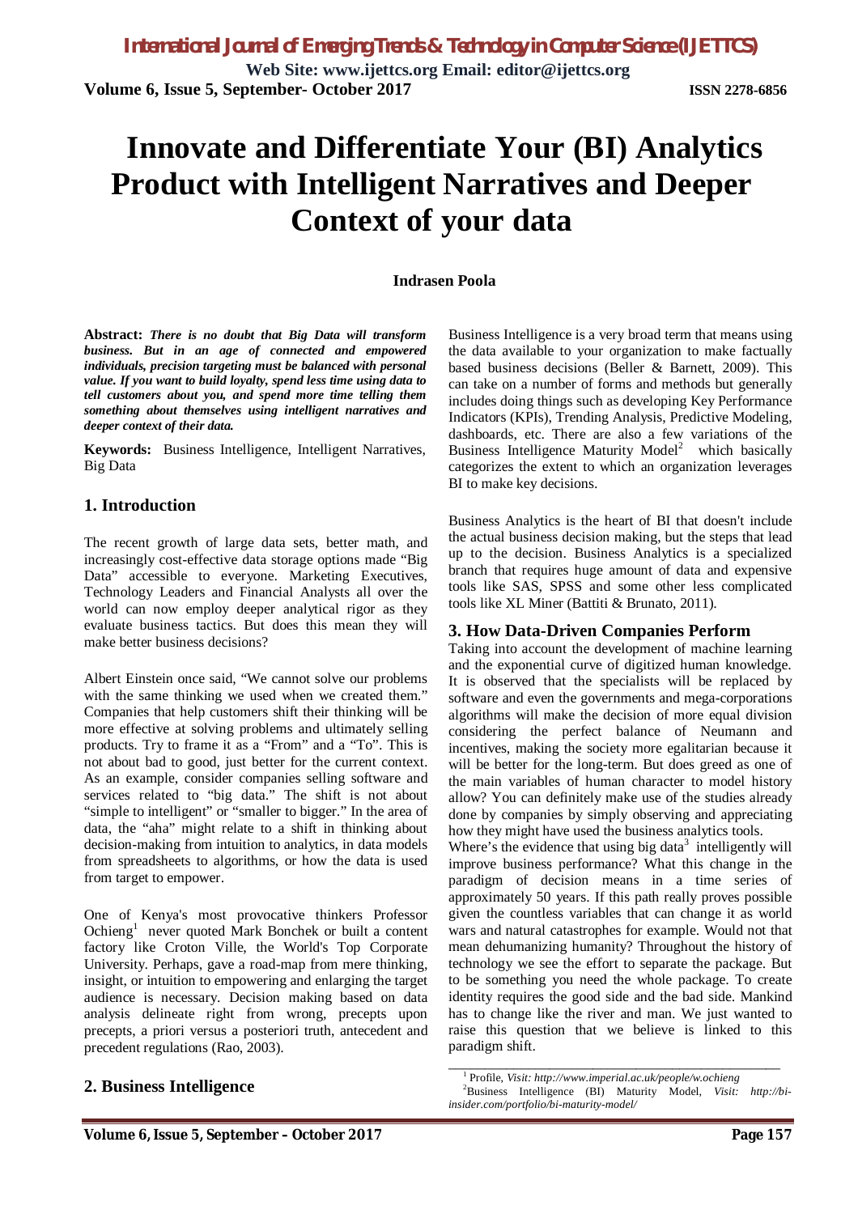# Innovate and Differentiate Your (BI) Analytics Product with Intelligent Narratives and Deeper Context of your data

**Indrasen Poola**

**Abstract:** ***There is no doubt that Big Data will transform business. But in an age of connected and empowered individuals, precision targeting must be balanced with personal value. If you want to build loyalty, spend less time using data to tell customers about you, and spend more time telling them something about themselves using intelligent narratives and deeper context of their data.***

**Keywords:** Business Intelligence, Intelligent Narratives, Big Data

## 1. Introduction

The recent growth of large data sets, better math, and increasingly cost-effective data storage options made "Big Data" accessible to everyone. Marketing Executives, Technology Leaders and Financial Analysts all over the world can now employ deeper analytical rigor as they evaluate business tactics. But does this mean they will make better business decisions?

Albert Einstein once said, "We cannot solve our problems with the same thinking we used when we created them." Companies that help customers shift their thinking will be more effective at solving problems and ultimately selling products. Try to frame it as a "From" and a "To". This is not about bad to good, just better for the current context. As an example, consider companies selling software and services related to "big data." The shift is not about "simple to intelligent" or "smaller to bigger." In the area of data, the "aha" might relate to a shift in thinking about decision-making from intuition to analytics, in data models from spreadsheets to algorithms, or how the data is used from target to empower.

One of Kenya's most provocative thinkers Professor Ochieng[1] never quoted Mark Bonchek or built a content factory like Croton Ville, the World's Top Corporate University. Perhaps, gave a road-map from mere thinking, insight, or intuition to empowering and enlarging the target audience is necessary. Decision making based on data analysis delineate right from wrong, precepts upon precepts, a priori versus a posteriori truth, antecedent and precedent regulations (Rao, 2003).

## 2. Business Intelligence

Business Intelligence is a very broad term that means using the data available to your organization to make factually based business decisions (Beller & Barnett, 2009). This can take on a number of forms and methods but generally includes doing things such as developing Key Performance Indicators (KPIs), Trending Analysis, Predictive Modeling, dashboards, etc. There are also a few variations of the Business Intelligence Maturity Model[2] which basically categorizes the extent to which an organization leverages BI to make key decisions.

Business Analytics is the heart of BI that doesn't include the actual business decision making, but the steps that lead up to the decision. Business Analytics is a specialized branch that requires huge amount of data and expensive tools like SAS, SPSS and some other less complicated tools like XL Miner (Battiti & Brunato, 2011).

## 3. How Data-Driven Companies Perform

Taking into account the development of machine learning and the exponential curve of digitized human knowledge. It is observed that the specialists will be replaced by software and even the governments and mega-corporations algorithms will make the decision of more equal division considering the perfect balance of Neumann and incentives, making the society more egalitarian because it will be better for the long-term. But does greed as one of the main variables of human character to model history allow? You can definitely make use of the studies already done by companies by simply observing and appreciating how they might have used the business analytics tools.

Where's the evidence that using big data[3] intelligently will improve business performance? What this change in the paradigm of decision means in a time series of approximately 50 years. If this path really proves possible given the countless variables that can change it as world wars and natural catastrophes for example. Would not that mean dehumanizing humanity? Throughout the history of technology we see the effort to separate the package. But to be something you need the whole package. To create identity requires the good side and the bad side. Mankind has to change like the river and man. We just wanted to raise this question that we believe is linked to this paradigm shift.

---

[1] Profile, *Visit: http://www.imperial.ac.uk/people/w.ochieng*

[2] Business Intelligence (BI) Maturity Model, *Visit: http://bi-insider.com/portfolio/bi-maturity-model/*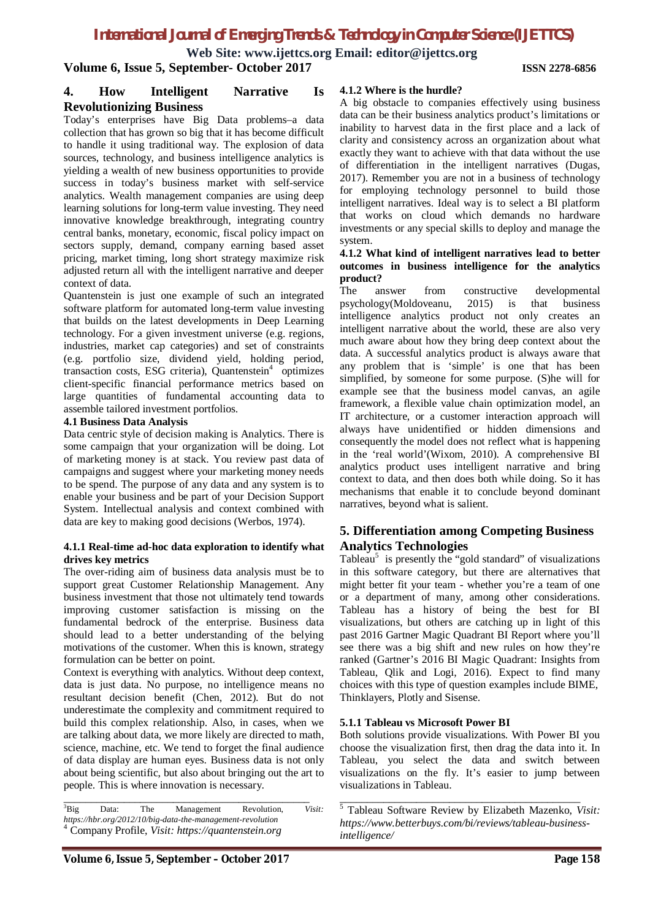## 4. How Intelligent Narrative Is Revolutionizing Business

Today's enterprises have Big Data problems–a data collection that has grown so big that it has become difficult to handle it using traditional way. The explosion of data sources, technology, and business intelligence analytics is yielding a wealth of new business opportunities to provide success in today's business market with self-service analytics. Wealth management companies are using deep learning solutions for long-term value investing. They need innovative knowledge breakthrough, integrating country central banks, monetary, economic, fiscal policy impact on sectors supply, demand, company earning based asset pricing, market timing, long short strategy maximize risk adjusted return all with the intelligent narrative and deeper context of data.

Quantenstein is just one example of such an integrated software platform for automated long-term value investing that builds on the latest developments in Deep Learning technology. For a given investment universe (e.g. regions, industries, market cap categories) and set of constraints (e.g. portfolio size, dividend yield, holding period, transaction costs, ESG criteria), Quantenstein[4] optimizes client-specific financial performance metrics based on large quantities of fundamental accounting data to assemble tailored investment portfolios.

### 4.1 Business Data Analysis

Data centric style of decision making is Analytics. There is some campaign that your organization will be doing. Lot of marketing money is at stack. You review past data of campaigns and suggest where your marketing money needs to be spend. The purpose of any data and any system is to enable your business and be part of your Decision Support System. Intellectual analysis and context combined with data are key to making good decisions (Werbos, 1974).

#### 4.1.1 Real-time ad-hoc data exploration to identify what drives key metrics

The over-riding aim of business data analysis must be to support great Customer Relationship Management. Any business investment that those not ultimately tend towards improving customer satisfaction is missing on the fundamental bedrock of the enterprise. Business data should lead to a better understanding of the belying motivations of the customer. When this is known, strategy formulation can be better on point.

Context is everything with analytics. Without deep context, data is just data. No purpose, no intelligence means no resultant decision benefit (Chen, 2012). But do not underestimate the complexity and commitment required to build this complex relationship. Also, in cases, when we are talking about data, we more likely are directed to math, science, machine, etc. We tend to forget the final audience of data display are human eyes. Business data is not only about being scientific, but also about bringing out the art to people. This is where innovation is necessary.

#### 4.1.2 Where is the hurdle?

A big obstacle to companies effectively using business data can be their business analytics product's limitations or inability to harvest data in the first place and a lack of clarity and consistency across an organization about what exactly they want to achieve with that data without the use of differentiation in the intelligent narratives (Dugas, 2017). Remember you are not in a business of technology for employing technology personnel to build those intelligent narratives. Ideal way is to select a BI platform that works on cloud which demands no hardware investments or any special skills to deploy and manage the system.

#### 4.1.2 What kind of intelligent narratives lead to better outcomes in business intelligence for the analytics product?

The answer from constructive developmental psychology(Moldoveanu, 2015) is that business intelligence analytics product not only creates an intelligent narrative about the world, these are also very much aware about how they bring deep context about the data. A successful analytics product is always aware that any problem that is 'simple' is one that has been simplified, by someone for some purpose. (S)he will for example see that the business model canvas, an agile framework, a flexible value chain optimization model, an IT architecture, or a customer interaction approach will always have unidentified or hidden dimensions and consequently the model does not reflect what is happening in the 'real world'(Wixom, 2010). A comprehensive BI analytics product uses intelligent narrative and bring context to data, and then does both while doing. So it has mechanisms that enable it to conclude beyond dominant narratives, beyond what is salient.

## 5. Differentiation among Competing Business Analytics Technologies

Tableau[5] is presently the "gold standard" of visualizations in this software category, but there are alternatives that might better fit your team - whether you're a team of one or a department of many, among other considerations. Tableau has a history of being the best for BI visualizations, but others are catching up in light of this past 2016 Gartner Magic Quadrant BI Report where you'll see there was a big shift and new rules on how they're ranked (Gartner's 2016 BI Magic Quadrant: Insights from Tableau, Qlik and Logi, 2016). Expect to find many choices with this type of question examples include BIME, Thinklayers, Plotly and Sisense.

### 5.1.1 Tableau vs Microsoft Power BI

Both solutions provide visualizations. With Power BI you choose the visualization first, then drag the data into it. In Tableau, you select the data and switch between visualizations on the fly. It's easier to jump between visualizations in Tableau.

---

[3] Big Data: The Management Revolution, *Visit: https://hbr.org/2012/10/big-data-the-management-revolution*

[4] Company Profile, *Visit: https://quantenstein.org*

[5] Tableau Software Review by Elizabeth Mazenko, *Visit: https://www.betterbuys.com/bi/reviews/tableau-business-intelligence/*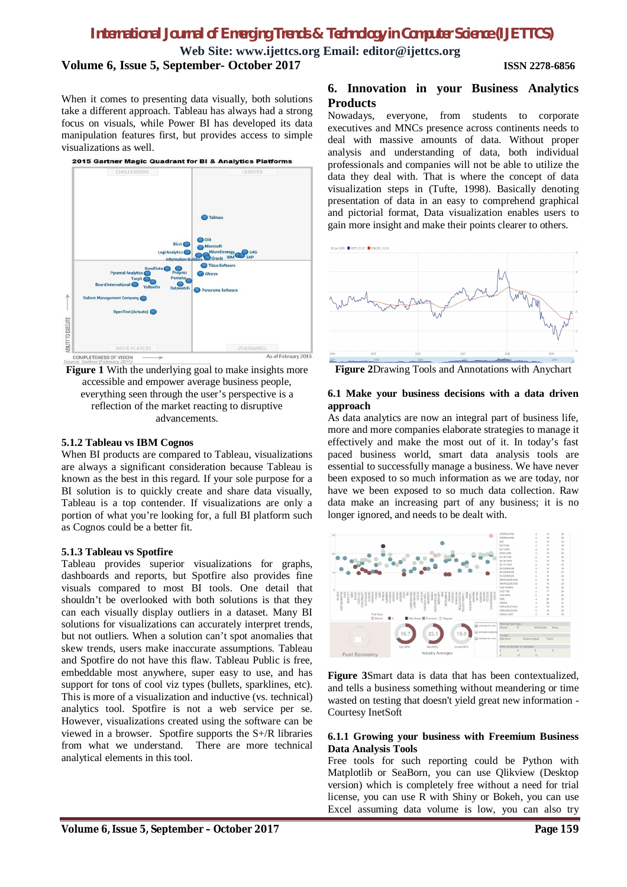When it comes to presenting data visually, both solutions take a different approach. Tableau has always had a strong focus on visuals, while Power BI has developed its data manipulation features first, but provides access to simple visualizations as well.

**Figure 1** With the underlying goal to make insights more accessible and empower average business people, everything seen through the user's perspective is a reflection of the market reacting to disruptive advancements.

### 5.1.2 Tableau vs IBM Cognos

When BI products are compared to Tableau, visualizations are always a significant consideration because Tableau is known as the best in this regard. If your sole purpose for a BI solution is to quickly create and share data visually, Tableau is a top contender. If visualizations are only a portion of what you're looking for, a full BI platform such as Cognos could be a better fit.

### 5.1.3 Tableau vs Spotfire

Tableau provides superior visualizations for graphs, dashboards and reports, but Spotfire also provides fine visuals compared to most BI tools. One detail that shouldn't be overlooked with both solutions is that they can each visually display outliers in a dataset. Many BI solutions for visualizations can accurately interpret trends, but not outliers. When a solution can't spot anomalies that skew trends, users make inaccurate assumptions. Tableau and Spotfire do not have this flaw. Tableau Public is free, embeddable most anywhere, super easy to use, and has support for tons of cool viz types (bullets, sparklines, etc). This is more of a visualization and inductive (vs. technical) analytics tool. Spotfire is not a web service per se. However, visualizations created using the software can be viewed in a browser. Spotfire supports the S+/R libraries from what we understand. There are more technical analytical elements in this tool.

## 6. Innovation in your Business Analytics Products

Nowadays, everyone, from students to corporate executives and MNCs presence across continents needs to deal with massive amounts of data. Without proper analysis and understanding of data, both individual professionals and companies will not be able to utilize the data they deal with. That is where the concept of data visualization steps in (Tufte, 1998). Basically denoting presentation of data in an easy to comprehend graphical and pictorial format, Data visualization enables users to gain more insight and make their points clearer to others.

**Figure 2**Drawing Tools and Annotations with Anychart

### 6.1 Make your business decisions with a data driven approach

As data analytics are now an integral part of business life, more and more companies elaborate strategies to manage it effectively and make the most out of it. In today's fast paced business world, smart data analysis tools are essential to successfully manage a business. We have never been exposed to so much information as we are today, nor have we been exposed to so much data collection. Raw data make an increasing part of any business; it is no longer ignored, and needs to be dealt with.

**Figure 3**Smart data is data that has been contextualized, and tells a business something without meandering or time wasted on testing that doesn't yield great new information - Courtesy InetSoft

### 6.1.1 Growing your business with Freemium Business Data Analysis Tools

Free tools for such reporting could be Python with Matplotlib or SeaBorn, you can use Qlikview (Desktop version) which is completely free without a need for trial license, you can use R with Shiny or Bokeh, you can use Excel assuming data volume is low, you can also try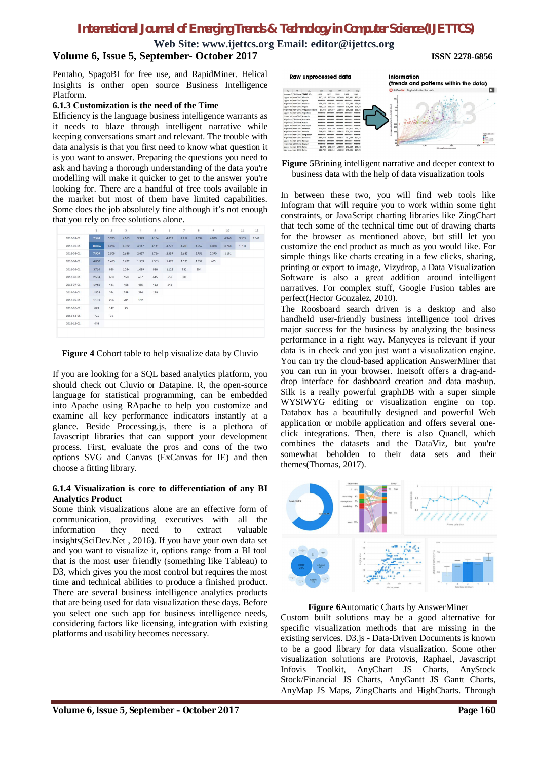Pentaho, SpagoBI for free use, and RapidMiner. Helical Insights is onther open source Business Intelligence Platform.

### 6.1.3 Customization is the need of the Time

Efficiency is the language business intelligence warrants as it needs to blaze through intelligent narrative while keeping conversations smart and relevant. The trouble with data analysis is that you first need to know what question it is you want to answer. Preparing the questions you need to ask and having a thorough understanding of the data you're modelling will make it quicker to get to the answer you're looking for. There are a handful of free tools available in the market but most of them have limited capabilities. Some does the job absolutely fine although it's not enough that you rely on free solutions alone.

**Figure 4** Cohort table to help visualize data by Cluvio

If you are looking for a SQL based analytics platform, you should check out Cluvio or Datapine. R, the open-source language for statistical programming, can be embedded into Apache using RApache to help you customize and examine all key performance indicators instantly at a glance. Beside Processing.js, there is a plethora of Javascript libraries that can support your development process. First, evaluate the pros and cons of the two options SVG and Canvas (ExCanvas for IE) and then choose a fitting library.

### 6.1.4 Visualization is core to differentiation of any BI Analytics Product

Some think visualizations alone are an effective form of communication, providing executives with all the information they need to extract valuable insights(SciDev.Net , 2016). If you have your own data set and you want to visualize it, options range from a BI tool that is the most user friendly (something like Tableau) to D3, which gives you the most control but requires the most time and technical abilities to produce a finished product. There are several business intelligence analytics products that are being used for data visualization these days. Before you select one such app for business intelligence needs, considering factors like licensing, integration with existing platforms and usability becomes necessary.

**Figure 5**Brining intelligent narrative and deeper context to business data with the help of data visualization tools

In between these two, you will find web tools like Infogram that will require you to work within some tight constraints, or JavaScript charting libraries like ZingChart that tech some of the technical time out of drawing charts for the browser as mentioned above, but still let you customize the end product as much as you would like. For simple things like charts creating in a few clicks, sharing, printing or export to image, Vizydrop, a Data Visualization Software is also a great addition around intelligent narratives. For complex stuff, Google Fusion tables are perfect(Hector Gonzalez, 2010).

The Roosboard search driven is a desktop and also handheld user-friendly business intelligence tool drives major success for the business by analyzing the business performance in a right way. Manyeyes is relevant if your data is in check and you just want a visualization engine. You can try the cloud-based application AnswerMiner that you can run in your browser. Inetsoft offers a drag-and-drop interface for dashboard creation and data mashup. Silk is a really powerful graphDB with a super simple WYSIWYG editing or visualization engine on top. Databox has a beautifully designed and powerful Web application or mobile application and offers several one-click integrations. Then, there is also Quandl, which combines the datasets and the DataViz, but you're somewhat beholden to their data sets and their themes(Thomas, 2017).

**Figure 6**Automatic Charts by AnswerMiner

Custom built solutions may be a good alternative for specific visualization methods that are missing in the existing services. D3.js - Data-Driven Documents is known to be a good library for data visualization. Some other visualization solutions are Protovis, Raphael, Javascript Infovis Toolkit, AnyChart JS Charts, AnyStock Stock/Financial JS Charts, AnyGantt JS Gantt Charts, AnyMap JS Maps, ZingCharts and HighCharts. Through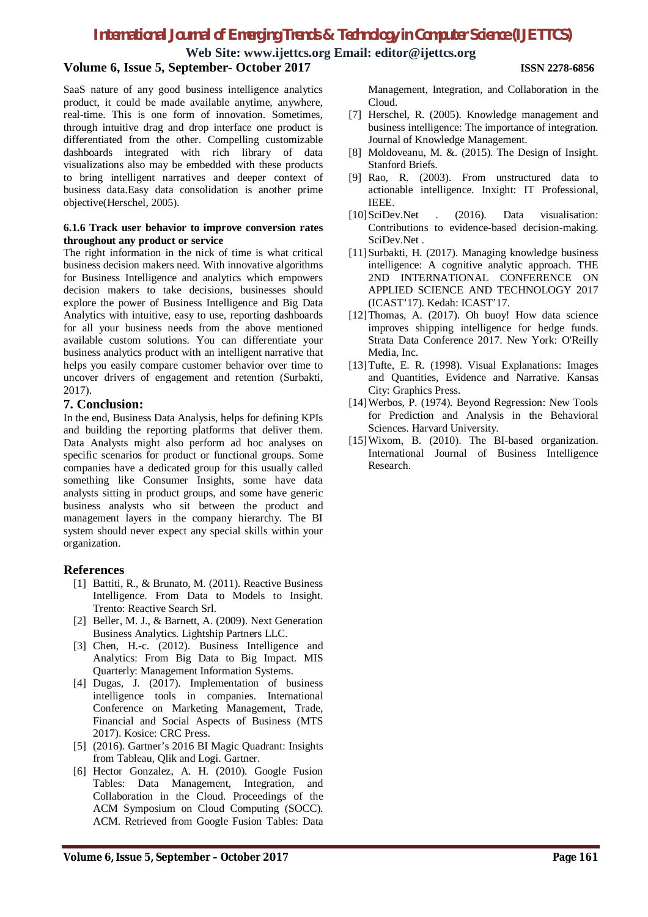SaaS nature of any good business intelligence analytics product, it could be made available anytime, anywhere, real-time. This is one form of innovation. Sometimes, through intuitive drag and drop interface one product is differentiated from the other. Compelling customizable dashboards integrated with rich library of data visualizations also may be embedded with these products to bring intelligent narratives and deeper context of business data.Easy data consolidation is another prime objective(Herschel, 2005).

#### 6.1.6 Track user behavior to improve conversion rates throughout any product or service

The right information in the nick of time is what critical business decision makers need. With innovative algorithms for Business Intelligence and analytics which empowers decision makers to take decisions, businesses should explore the power of Business Intelligence and Big Data Analytics with intuitive, easy to use, reporting dashboards for all your business needs from the above mentioned available custom solutions. You can differentiate your business analytics product with an intelligent narrative that helps you easily compare customer behavior over time to uncover drivers of engagement and retention (Surbakti, 2017).

## 7. Conclusion:

In the end, Business Data Analysis, helps for defining KPIs and building the reporting platforms that deliver them. Data Analysts might also perform ad hoc analyses on specific scenarios for product or functional groups. Some companies have a dedicated group for this usually called something like Consumer Insights, some have data analysts sitting in product groups, and some have generic business analysts who sit between the product and management layers in the company hierarchy. The BI system should never expect any special skills within your organization.

## References

[1] Battiti, R., & Brunato, M. (2011). Reactive Business Intelligence. From Data to Models to Insight. Trento: Reactive Search Srl.

[2] Beller, M. J., & Barnett, A. (2009). Next Generation Business Analytics. Lightship Partners LLC.

[3] Chen, H.-c. (2012). Business Intelligence and Analytics: From Big Data to Big Impact. MIS Quarterly: Management Information Systems.

[4] Dugas, J. (2017). Implementation of business intelligence tools in companies. International Conference on Marketing Management, Trade, Financial and Social Aspects of Business (MTS 2017). Kosice: CRC Press.

[5] (2016). Gartner's 2016 BI Magic Quadrant: Insights from Tableau, Qlik and Logi. Gartner.

[6] Hector Gonzalez, A. H. (2010). Google Fusion Tables: Data Management, Integration, and Collaboration in the Cloud. Proceedings of the ACM Symposium on Cloud Computing (SOCC). ACM. Retrieved from Google Fusion Tables: Data Management, Integration, and Collaboration in the Cloud.

[7] Herschel, R. (2005). Knowledge management and business intelligence: The importance of integration. Journal of Knowledge Management.

[8] Moldoveanu, M. &. (2015). The Design of Insight. Stanford Briefs.

[9] Rao, R. (2003). From unstructured data to actionable intelligence. Inxight: IT Professional, IEEE.

[10] SciDev.Net . (2016). Data visualisation: Contributions to evidence-based decision-making. SciDev.Net .

[11] Surbakti, H. (2017). Managing knowledge business intelligence: A cognitive analytic approach. THE 2ND INTERNATIONAL CONFERENCE ON APPLIED SCIENCE AND TECHNOLOGY 2017 (ICAST'17). Kedah: ICAST'17.

[12] Thomas, A. (2017). Oh buoy! How data science improves shipping intelligence for hedge funds. Strata Data Conference 2017. New York: O'Reilly Media, Inc.

[13] Tufte, E. R. (1998). Visual Explanations: Images and Quantities, Evidence and Narrative. Kansas City: Graphics Press.

[14] Werbos, P. (1974). Beyond Regression: New Tools for Prediction and Analysis in the Behavioral Sciences. Harvard University.

[15] Wixom, B. (2010). The BI-based organization. International Journal of Business Intelligence Research.